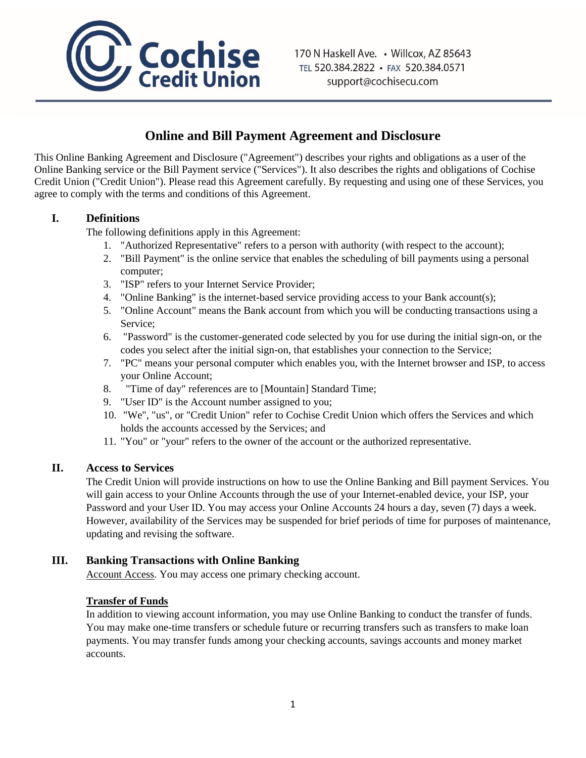Cochise Credit Union

170 N Haskell Ave. • Willcox, AZ 85643
TEL 520.384.2822 • FAX 520.384.0571
support@cochisecu.com

# Online and Bill Payment Agreement and Disclosure

This Online Banking Agreement and Disclosure ("Agreement") describes your rights and obligations as a user of the Online Banking service or the Bill Payment service ("Services"). It also describes the rights and obligations of Cochise Credit Union ("Credit Union"). Please read this Agreement carefully. By requesting and using one of these Services, you agree to comply with the terms and conditions of this Agreement.

## I. Definitions

The following definitions apply in this Agreement:

1. "Authorized Representative" refers to a person with authority (with respect to the account);
2. "Bill Payment" is the online service that enables the scheduling of bill payments using a personal computer;
3. "ISP" refers to your Internet Service Provider;
4. "Online Banking" is the internet-based service providing access to your Bank account(s);
5. "Online Account" means the Bank account from which you will be conducting transactions using a Service;
6. "Password" is the customer-generated code selected by you for use during the initial sign-on, or the codes you select after the initial sign-on, that establishes your connection to the Service;
7. "PC" means your personal computer which enables you, with the Internet browser and ISP, to access your Online Account;
8. "Time of day" references are to [Mountain] Standard Time;
9. "User ID" is the Account number assigned to you;
10. "We", "us", or "Credit Union" refer to Cochise Credit Union which offers the Services and which holds the accounts accessed by the Services; and
11. "You" or "your" refers to the owner of the account or the authorized representative.

## II. Access to Services

The Credit Union will provide instructions on how to use the Online Banking and Bill payment Services. You will gain access to your Online Accounts through the use of your Internet-enabled device, your ISP, your Password and your User ID. You may access your Online Accounts 24 hours a day, seven (7) days a week. However, availability of the Services may be suspended for brief periods of time for purposes of maintenance, updating and revising the software.

## III. Banking Transactions with Online Banking

Account Access. You may access one primary checking account.

**Transfer of Funds**

In addition to viewing account information, you may use Online Banking to conduct the transfer of funds. You may make one-time transfers or schedule future or recurring transfers such as transfers to make loan payments. You may transfer funds among your checking accounts, savings accounts and money market accounts.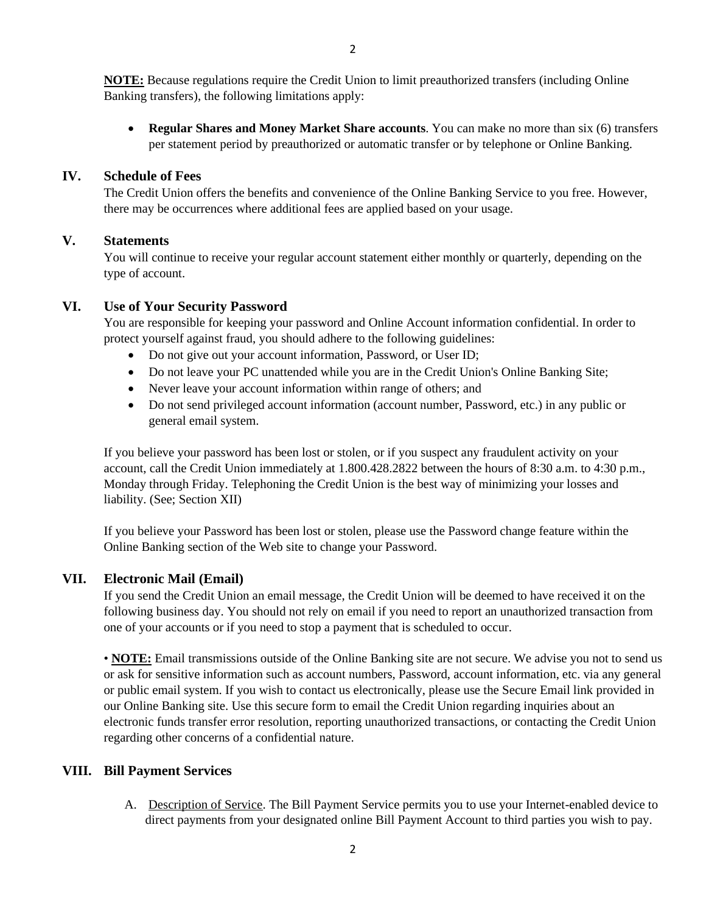**NOTE:** Because regulations require the Credit Union to limit preauthorized transfers (including Online Banking transfers), the following limitations apply:

- **Regular Shares and Money Market Share accounts**. You can make no more than six (6) transfers per statement period by preauthorized or automatic transfer or by telephone or Online Banking.

## IV. Schedule of Fees

The Credit Union offers the benefits and convenience of the Online Banking Service to you free. However, there may be occurrences where additional fees are applied based on your usage.

## V. Statements

You will continue to receive your regular account statement either monthly or quarterly, depending on the type of account.

## VI. Use of Your Security Password

You are responsible for keeping your password and Online Account information confidential. In order to protect yourself against fraud, you should adhere to the following guidelines:

- Do not give out your account information, Password, or User ID;
- Do not leave your PC unattended while you are in the Credit Union's Online Banking Site;
- Never leave your account information within range of others; and
- Do not send privileged account information (account number, Password, etc.) in any public or general email system.

If you believe your password has been lost or stolen, or if you suspect any fraudulent activity on your account, call the Credit Union immediately at 1.800.428.2822 between the hours of 8:30 a.m. to 4:30 p.m., Monday through Friday. Telephoning the Credit Union is the best way of minimizing your losses and liability. (See; Section XII)

If you believe your Password has been lost or stolen, please use the Password change feature within the Online Banking section of the Web site to change your Password.

## VII. Electronic Mail (Email)

If you send the Credit Union an email message, the Credit Union will be deemed to have received it on the following business day. You should not rely on email if you need to report an unauthorized transaction from one of your accounts or if you need to stop a payment that is scheduled to occur.

• **NOTE:** Email transmissions outside of the Online Banking site are not secure. We advise you not to send us or ask for sensitive information such as account numbers, Password, account information, etc. via any general or public email system. If you wish to contact us electronically, please use the Secure Email link provided in our Online Banking site. Use this secure form to email the Credit Union regarding inquiries about an electronic funds transfer error resolution, reporting unauthorized transactions, or contacting the Credit Union regarding other concerns of a confidential nature.

## VIII. Bill Payment Services

A. Description of Service. The Bill Payment Service permits you to use your Internet-enabled device to direct payments from your designated online Bill Payment Account to third parties you wish to pay.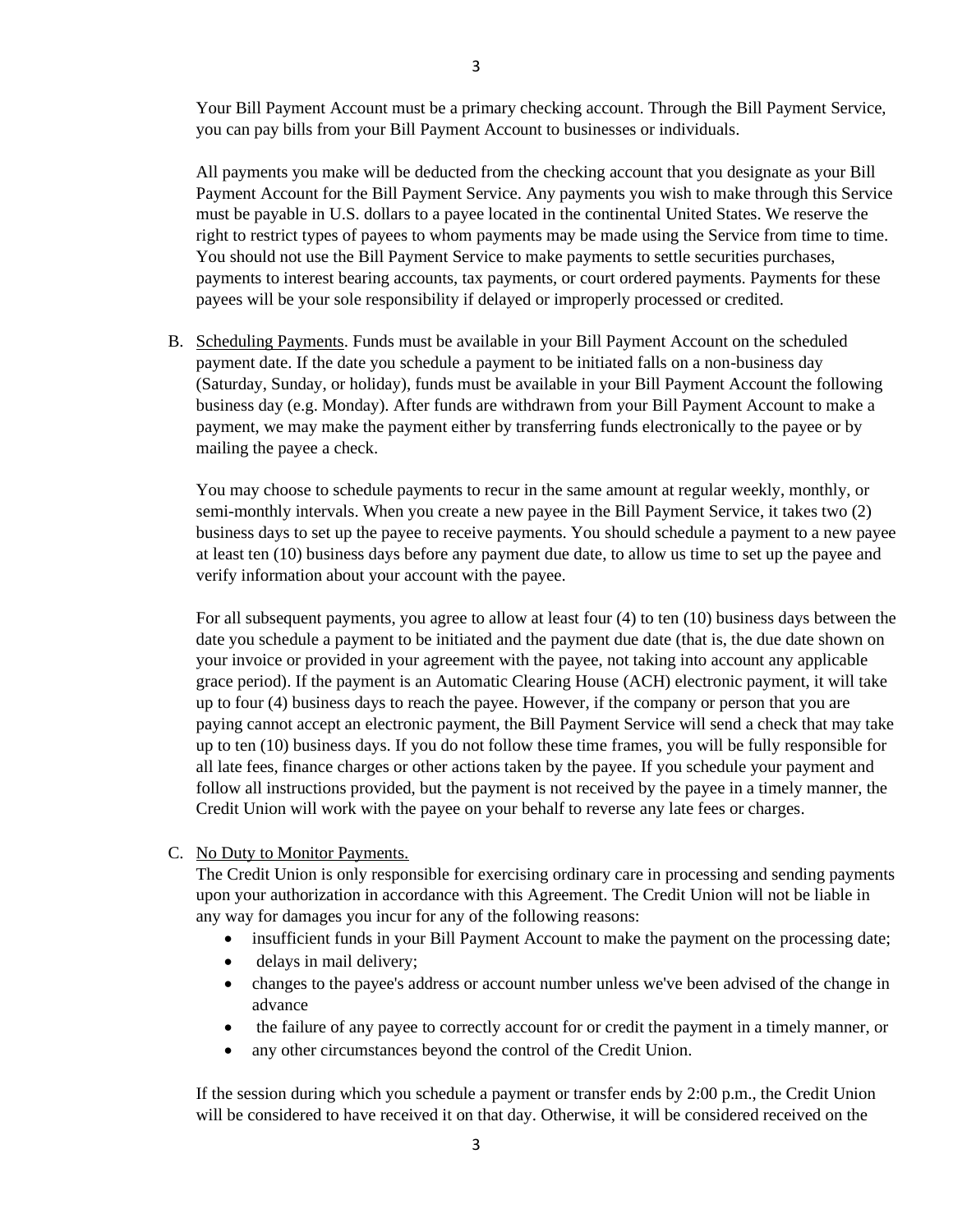Your Bill Payment Account must be a primary checking account. Through the Bill Payment Service, you can pay bills from your Bill Payment Account to businesses or individuals.

All payments you make will be deducted from the checking account that you designate as your Bill Payment Account for the Bill Payment Service. Any payments you wish to make through this Service must be payable in U.S. dollars to a payee located in the continental United States. We reserve the right to restrict types of payees to whom payments may be made using the Service from time to time. You should not use the Bill Payment Service to make payments to settle securities purchases, payments to interest bearing accounts, tax payments, or court ordered payments. Payments for these payees will be your sole responsibility if delayed or improperly processed or credited.

B. Scheduling Payments. Funds must be available in your Bill Payment Account on the scheduled payment date. If the date you schedule a payment to be initiated falls on a non-business day (Saturday, Sunday, or holiday), funds must be available in your Bill Payment Account the following business day (e.g. Monday). After funds are withdrawn from your Bill Payment Account to make a payment, we may make the payment either by transferring funds electronically to the payee or by mailing the payee a check.

You may choose to schedule payments to recur in the same amount at regular weekly, monthly, or semi-monthly intervals. When you create a new payee in the Bill Payment Service, it takes two (2) business days to set up the payee to receive payments. You should schedule a payment to a new payee at least ten (10) business days before any payment due date, to allow us time to set up the payee and verify information about your account with the payee.

For all subsequent payments, you agree to allow at least four (4) to ten (10) business days between the date you schedule a payment to be initiated and the payment due date (that is, the due date shown on your invoice or provided in your agreement with the payee, not taking into account any applicable grace period). If the payment is an Automatic Clearing House (ACH) electronic payment, it will take up to four (4) business days to reach the payee. However, if the company or person that you are paying cannot accept an electronic payment, the Bill Payment Service will send a check that may take up to ten (10) business days. If you do not follow these time frames, you will be fully responsible for all late fees, finance charges or other actions taken by the payee. If you schedule your payment and follow all instructions provided, but the payment is not received by the payee in a timely manner, the Credit Union will work with the payee on your behalf to reverse any late fees or charges.

C. No Duty to Monitor Payments.

The Credit Union is only responsible for exercising ordinary care in processing and sending payments upon your authorization in accordance with this Agreement. The Credit Union will not be liable in any way for damages you incur for any of the following reasons:

- insufficient funds in your Bill Payment Account to make the payment on the processing date;
- delays in mail delivery;
- changes to the payee's address or account number unless we've been advised of the change in advance
- the failure of any payee to correctly account for or credit the payment in a timely manner, or
- any other circumstances beyond the control of the Credit Union.

If the session during which you schedule a payment or transfer ends by 2:00 p.m., the Credit Union will be considered to have received it on that day. Otherwise, it will be considered received on the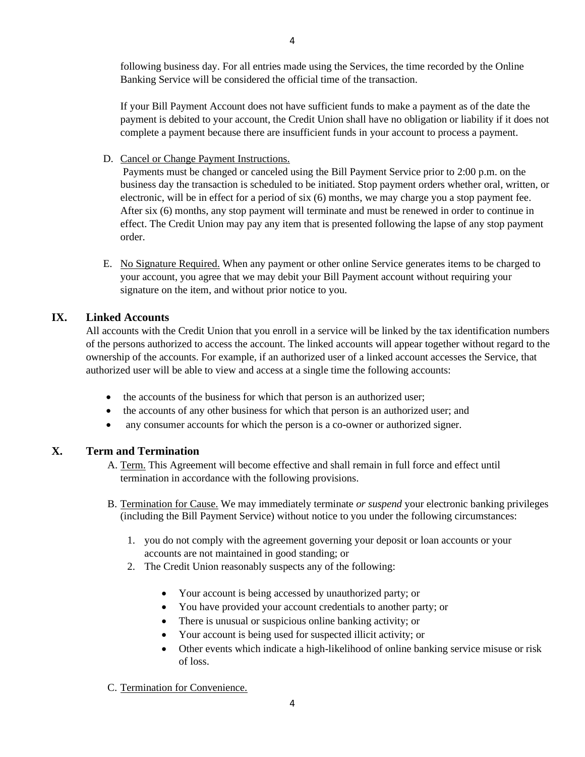following business day. For all entries made using the Services, the time recorded by the Online Banking Service will be considered the official time of the transaction.

If your Bill Payment Account does not have sufficient funds to make a payment as of the date the payment is debited to your account, the Credit Union shall have no obligation or liability if it does not complete a payment because there are insufficient funds in your account to process a payment.

D. Cancel or Change Payment Instructions.
Payments must be changed or canceled using the Bill Payment Service prior to 2:00 p.m. on the business day the transaction is scheduled to be initiated. Stop payment orders whether oral, written, or electronic, will be in effect for a period of six (6) months, we may charge you a stop payment fee. After six (6) months, any stop payment will terminate and must be renewed in order to continue in effect. The Credit Union may pay any item that is presented following the lapse of any stop payment order.

E. No Signature Required. When any payment or other online Service generates items to be charged to your account, you agree that we may debit your Bill Payment account without requiring your signature on the item, and without prior notice to you.

## IX. Linked Accounts

All accounts with the Credit Union that you enroll in a service will be linked by the tax identification numbers of the persons authorized to access the account. The linked accounts will appear together without regard to the ownership of the accounts. For example, if an authorized user of a linked account accesses the Service, that authorized user will be able to view and access at a single time the following accounts:

- the accounts of the business for which that person is an authorized user;
- the accounts of any other business for which that person is an authorized user; and
- any consumer accounts for which the person is a co-owner or authorized signer.

## X. Term and Termination

A. Term. This Agreement will become effective and shall remain in full force and effect until termination in accordance with the following provisions.

B. Termination for Cause. We may immediately terminate *or suspend* your electronic banking privileges (including the Bill Payment Service) without notice to you under the following circumstances:

1. you do not comply with the agreement governing your deposit or loan accounts or your accounts are not maintained in good standing; or
2. The Credit Union reasonably suspects any of the following:
   - Your account is being accessed by unauthorized party; or
   - You have provided your account credentials to another party; or
   - There is unusual or suspicious online banking activity; or
   - Your account is being used for suspected illicit activity; or
   - Other events which indicate a high-likelihood of online banking service misuse or risk of loss.

C. Termination for Convenience.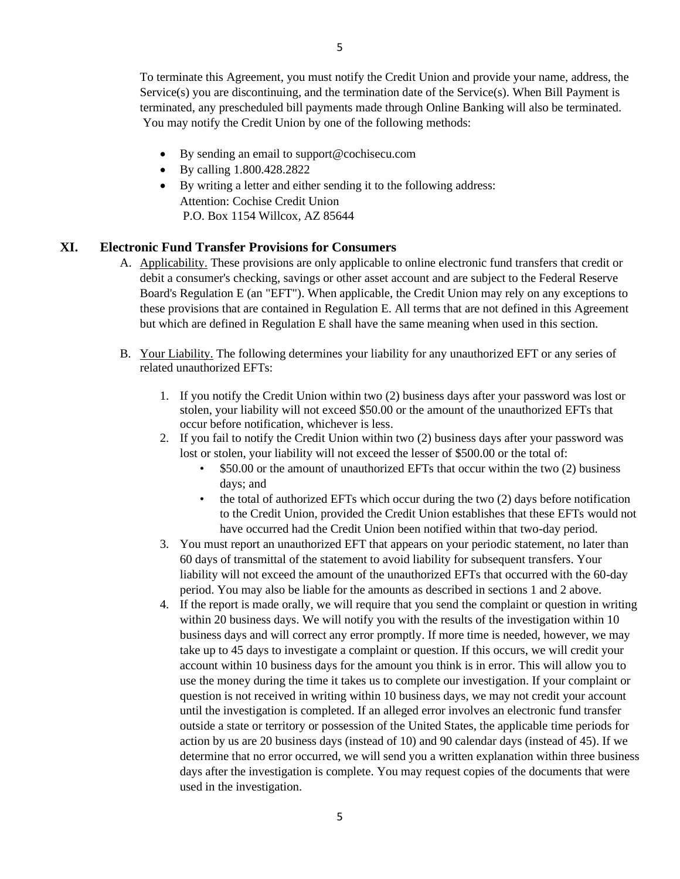To terminate this Agreement, you must notify the Credit Union and provide your name, address, the Service(s) you are discontinuing, and the termination date of the Service(s). When Bill Payment is terminated, any prescheduled bill payments made through Online Banking will also be terminated. You may notify the Credit Union by one of the following methods:

- By sending an email to support@cochisecu.com
- By calling 1.800.428.2822
- By writing a letter and either sending it to the following address:
  Attention: Cochise Credit Union
  P.O. Box 1154 Willcox, AZ 85644

## XI. Electronic Fund Transfer Provisions for Consumers

A. Applicability. These provisions are only applicable to online electronic fund transfers that credit or debit a consumer's checking, savings or other asset account and are subject to the Federal Reserve Board's Regulation E (an "EFT"). When applicable, the Credit Union may rely on any exceptions to these provisions that are contained in Regulation E. All terms that are not defined in this Agreement but which are defined in Regulation E shall have the same meaning when used in this section.

B. Your Liability. The following determines your liability for any unauthorized EFT or any series of related unauthorized EFTs:

1. If you notify the Credit Union within two (2) business days after your password was lost or stolen, your liability will not exceed $50.00 or the amount of the unauthorized EFTs that occur before notification, whichever is less.
2. If you fail to notify the Credit Union within two (2) business days after your password was lost or stolen, your liability will not exceed the lesser of $500.00 or the total of:
   - $50.00 or the amount of unauthorized EFTs that occur within the two (2) business days; and
   - the total of authorized EFTs which occur during the two (2) days before notification to the Credit Union, provided the Credit Union establishes that these EFTs would not have occurred had the Credit Union been notified within that two-day period.
3. You must report an unauthorized EFT that appears on your periodic statement, no later than 60 days of transmittal of the statement to avoid liability for subsequent transfers. Your liability will not exceed the amount of the unauthorized EFTs that occurred with the 60-day period. You may also be liable for the amounts as described in sections 1 and 2 above.
4. If the report is made orally, we will require that you send the complaint or question in writing within 20 business days. We will notify you with the results of the investigation within 10 business days and will correct any error promptly. If more time is needed, however, we may take up to 45 days to investigate a complaint or question. If this occurs, we will credit your account within 10 business days for the amount you think is in error. This will allow you to use the money during the time it takes us to complete our investigation. If your complaint or question is not received in writing within 10 business days, we may not credit your account until the investigation is completed. If an alleged error involves an electronic fund transfer outside a state or territory or possession of the United States, the applicable time periods for action by us are 20 business days (instead of 10) and 90 calendar days (instead of 45). If we determine that no error occurred, we will send you a written explanation within three business days after the investigation is complete. You may request copies of the documents that were used in the investigation.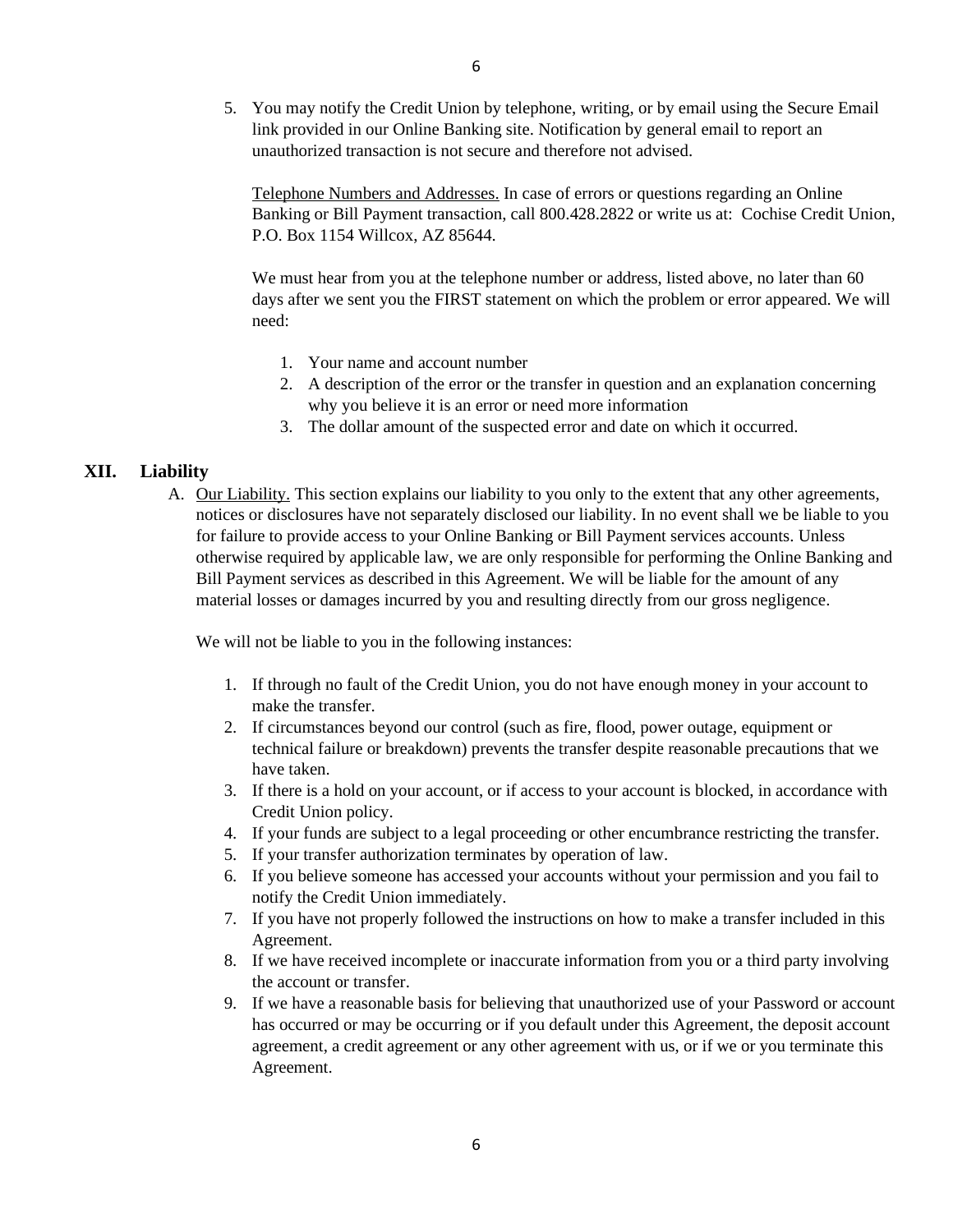5. You may notify the Credit Union by telephone, writing, or by email using the Secure Email link provided in our Online Banking site. Notification by general email to report an unauthorized transaction is not secure and therefore not advised.

   Telephone Numbers and Addresses. In case of errors or questions regarding an Online Banking or Bill Payment transaction, call 800.428.2822 or write us at: Cochise Credit Union, P.O. Box 1154 Willcox, AZ 85644.

   We must hear from you at the telephone number or address, listed above, no later than 60 days after we sent you the FIRST statement on which the problem or error appeared. We will need:

   1. Your name and account number
   2. A description of the error or the transfer in question and an explanation concerning why you believe it is an error or need more information
   3. The dollar amount of the suspected error and date on which it occurred.

## XII. Liability

A. Our Liability. This section explains our liability to you only to the extent that any other agreements, notices or disclosures have not separately disclosed our liability. In no event shall we be liable to you for failure to provide access to your Online Banking or Bill Payment services accounts. Unless otherwise required by applicable law, we are only responsible for performing the Online Banking and Bill Payment services as described in this Agreement. We will be liable for the amount of any material losses or damages incurred by you and resulting directly from our gross negligence.

   We will not be liable to you in the following instances:

   1. If through no fault of the Credit Union, you do not have enough money in your account to make the transfer.
   2. If circumstances beyond our control (such as fire, flood, power outage, equipment or technical failure or breakdown) prevents the transfer despite reasonable precautions that we have taken.
   3. If there is a hold on your account, or if access to your account is blocked, in accordance with Credit Union policy.
   4. If your funds are subject to a legal proceeding or other encumbrance restricting the transfer.
   5. If your transfer authorization terminates by operation of law.
   6. If you believe someone has accessed your accounts without your permission and you fail to notify the Credit Union immediately.
   7. If you have not properly followed the instructions on how to make a transfer included in this Agreement.
   8. If we have received incomplete or inaccurate information from you or a third party involving the account or transfer.
   9. If we have a reasonable basis for believing that unauthorized use of your Password or account has occurred or may be occurring or if you default under this Agreement, the deposit account agreement, a credit agreement or any other agreement with us, or if we or you terminate this Agreement.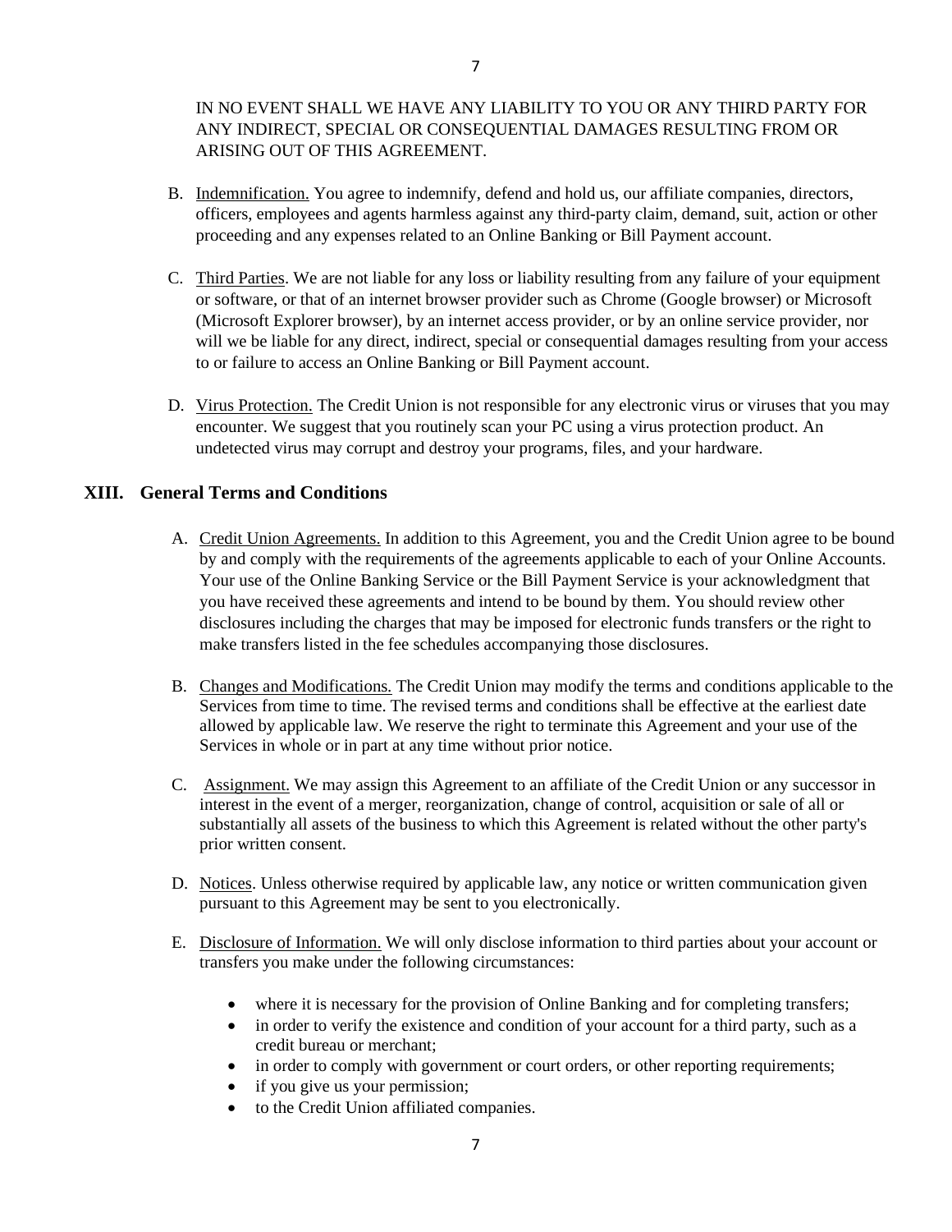IN NO EVENT SHALL WE HAVE ANY LIABILITY TO YOU OR ANY THIRD PARTY FOR ANY INDIRECT, SPECIAL OR CONSEQUENTIAL DAMAGES RESULTING FROM OR ARISING OUT OF THIS AGREEMENT.

B. Indemnification. You agree to indemnify, defend and hold us, our affiliate companies, directors, officers, employees and agents harmless against any third-party claim, demand, suit, action or other proceeding and any expenses related to an Online Banking or Bill Payment account.

C. Third Parties. We are not liable for any loss or liability resulting from any failure of your equipment or software, or that of an internet browser provider such as Chrome (Google browser) or Microsoft (Microsoft Explorer browser), by an internet access provider, or by an online service provider, nor will we be liable for any direct, indirect, special or consequential damages resulting from your access to or failure to access an Online Banking or Bill Payment account.

D. Virus Protection. The Credit Union is not responsible for any electronic virus or viruses that you may encounter. We suggest that you routinely scan your PC using a virus protection product. An undetected virus may corrupt and destroy your programs, files, and your hardware.

## XIII. General Terms and Conditions

A. Credit Union Agreements. In addition to this Agreement, you and the Credit Union agree to be bound by and comply with the requirements of the agreements applicable to each of your Online Accounts. Your use of the Online Banking Service or the Bill Payment Service is your acknowledgment that you have received these agreements and intend to be bound by them. You should review other disclosures including the charges that may be imposed for electronic funds transfers or the right to make transfers listed in the fee schedules accompanying those disclosures.

B. Changes and Modifications. The Credit Union may modify the terms and conditions applicable to the Services from time to time. The revised terms and conditions shall be effective at the earliest date allowed by applicable law. We reserve the right to terminate this Agreement and your use of the Services in whole or in part at any time without prior notice.

C. Assignment. We may assign this Agreement to an affiliate of the Credit Union or any successor in interest in the event of a merger, reorganization, change of control, acquisition or sale of all or substantially all assets of the business to which this Agreement is related without the other party's prior written consent.

D. Notices. Unless otherwise required by applicable law, any notice or written communication given pursuant to this Agreement may be sent to you electronically.

E. Disclosure of Information. We will only disclose information to third parties about your account or transfers you make under the following circumstances:

- where it is necessary for the provision of Online Banking and for completing transfers;
- in order to verify the existence and condition of your account for a third party, such as a credit bureau or merchant;
- in order to comply with government or court orders, or other reporting requirements;
- if you give us your permission;
- to the Credit Union affiliated companies.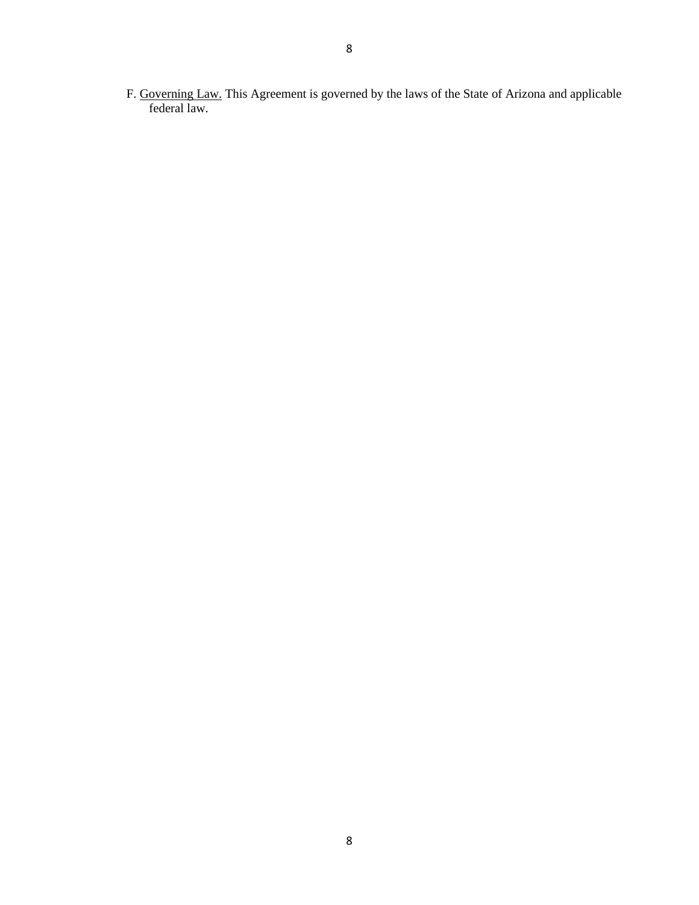F. Governing Law. This Agreement is governed by the laws of the State of Arizona and applicable federal law.